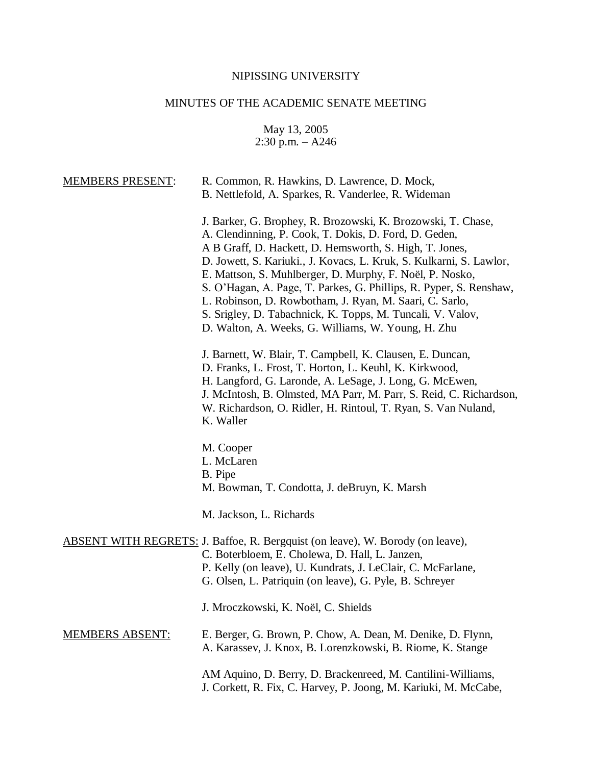NIPISSING UNIVERSITY

MINUTES OF THE ACADEMIC SENATE MEETING

May 13, 2005
2:30 p.m. – A246

MEMBERS PRESENT: R. Common, R. Hawkins, D. Lawrence, D. Mock, B. Nettlefold, A. Sparkes, R. Vanderlee, R. Wideman

J. Barker, G. Brophey, R. Brozowski, K. Brozowski, T. Chase, A. Clendinning, P. Cook, T. Dokis, D. Ford, D. Geden, A B Graff, D. Hackett, D. Hemsworth, S. High, T. Jones, D. Jowett, S. Kariuki., J. Kovacs, L. Kruk, S. Kulkarni, S. Lawlor, E. Mattson, S. Muhlberger, D. Murphy, F. Noël, P. Nosko, S. O'Hagan, A. Page, T. Parkes, G. Phillips, R. Pyper, S. Renshaw, L. Robinson, D. Rowbotham, J. Ryan, M. Saari, C. Sarlo, S. Srigley, D. Tabachnick, K. Topps, M. Tuncali, V. Valov, D. Walton, A. Weeks, G. Williams, W. Young, H. Zhu

J. Barnett, W. Blair, T. Campbell, K. Clausen, E. Duncan, D. Franks, L. Frost, T. Horton, L. Keuhl, K. Kirkwood, H. Langford, G. Laronde, A. LeSage, J. Long, G. McEwen, J. McIntosh, B. Olmsted, MA Parr, M. Parr, S. Reid, C. Richardson, W. Richardson, O. Ridler, H. Rintoul, T. Ryan, S. Van Nuland, K. Waller

M. Cooper
L. McLaren
B. Pipe
M. Bowman, T. Condotta, J. deBruyn, K. Marsh

M. Jackson, L. Richards

ABSENT WITH REGRETS: J. Baffoe, R. Bergquist (on leave), W. Borody (on leave), C. Boterbloem, E. Cholewa, D. Hall, L. Janzen, P. Kelly (on leave), U. Kundrats, J. LeClair, C. McFarlane, G. Olsen, L. Patriquin (on leave), G. Pyle, B. Schreyer

J. Mroczkowski, K. Noël, C. Shields

MEMBERS ABSENT: E. Berger, G. Brown, P. Chow, A. Dean, M. Denike, D. Flynn, A. Karassev, J. Knox, B. Lorenzkowski, B. Riome, K. Stange

AM Aquino, D. Berry, D. Brackenreed, M. Cantilini-Williams, J. Corkett, R. Fix, C. Harvey, P. Joong, M. Kariuki, M. McCabe,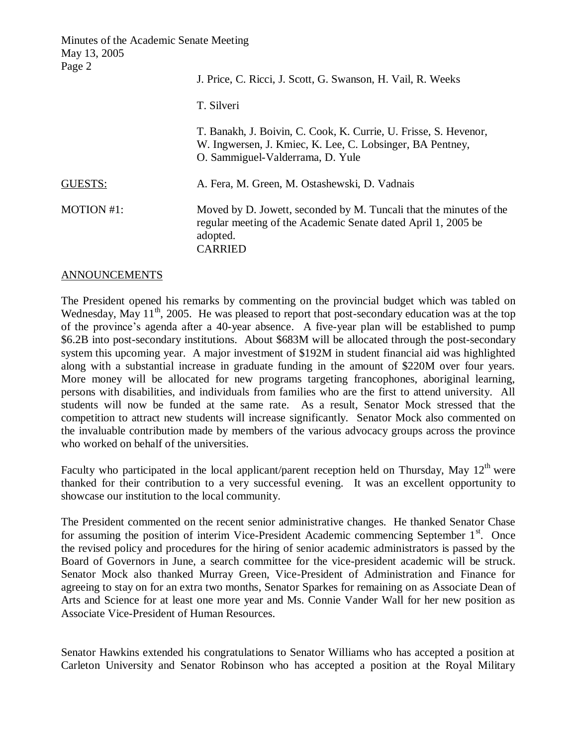J. Price, C. Ricci, J. Scott, G. Swanson, H. Vail, R. Weeks

T. Silveri

T. Banakh, J. Boivin, C. Cook, K. Currie, U. Frisse, S. Hevenor, W. Ingwersen, J. Kmiec, K. Lee, C. Lobsinger, BA Pentney, O. Sammiguel-Valderrama, D. Yule

GUESTS: A. Fera, M. Green, M. Ostashewski, D. Vadnais

MOTION #1: Moved by D. Jowett, seconded by M. Tuncali that the minutes of the regular meeting of the Academic Senate dated April 1, 2005 be adopted.
CARRIED

ANNOUNCEMENTS

The President opened his remarks by commenting on the provincial budget which was tabled on Wednesday, May 11th, 2005. He was pleased to report that post-secondary education was at the top of the province's agenda after a 40-year absence. A five-year plan will be established to pump \$6.2B into post-secondary institutions. About \$683M will be allocated through the post-secondary system this upcoming year. A major investment of \$192M in student financial aid was highlighted along with a substantial increase in graduate funding in the amount of \$220M over four years. More money will be allocated for new programs targeting francophones, aboriginal learning, persons with disabilities, and individuals from families who are the first to attend university. All students will now be funded at the same rate. As a result, Senator Mock stressed that the competition to attract new students will increase significantly. Senator Mock also commented on the invaluable contribution made by members of the various advocacy groups across the province who worked on behalf of the universities.

Faculty who participated in the local applicant/parent reception held on Thursday, May 12th were thanked for their contribution to a very successful evening. It was an excellent opportunity to showcase our institution to the local community.

The President commented on the recent senior administrative changes. He thanked Senator Chase for assuming the position of interim Vice-President Academic commencing September 1st. Once the revised policy and procedures for the hiring of senior academic administrators is passed by the Board of Governors in June, a search committee for the vice-president academic will be struck. Senator Mock also thanked Murray Green, Vice-President of Administration and Finance for agreeing to stay on for an extra two months, Senator Sparkes for remaining on as Associate Dean of Arts and Science for at least one more year and Ms. Connie Vander Wall for her new position as Associate Vice-President of Human Resources.

Senator Hawkins extended his congratulations to Senator Williams who has accepted a position at Carleton University and Senator Robinson who has accepted a position at the Royal Military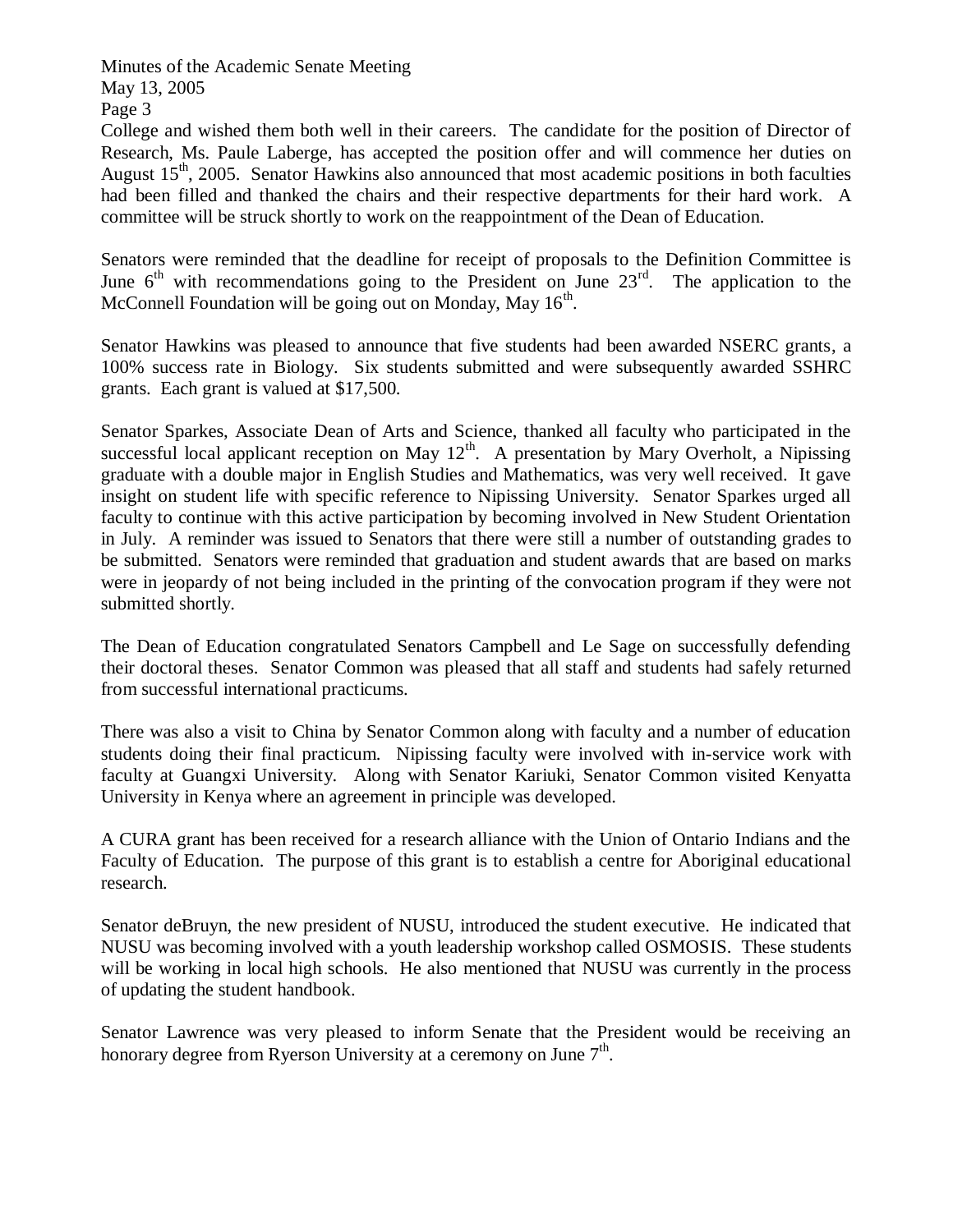College and wished them both well in their careers. The candidate for the position of Director of Research, Ms. Paule Laberge, has accepted the position offer and will commence her duties on August 15th, 2005. Senator Hawkins also announced that most academic positions in both faculties had been filled and thanked the chairs and their respective departments for their hard work. A committee will be struck shortly to work on the reappointment of the Dean of Education.

Senators were reminded that the deadline for receipt of proposals to the Definition Committee is June 6th with recommendations going to the President on June 23rd. The application to the McConnell Foundation will be going out on Monday, May 16th.

Senator Hawkins was pleased to announce that five students had been awarded NSERC grants, a 100% success rate in Biology. Six students submitted and were subsequently awarded SSHRC grants. Each grant is valued at $17,500.

Senator Sparkes, Associate Dean of Arts and Science, thanked all faculty who participated in the successful local applicant reception on May 12th. A presentation by Mary Overholt, a Nipissing graduate with a double major in English Studies and Mathematics, was very well received. It gave insight on student life with specific reference to Nipissing University. Senator Sparkes urged all faculty to continue with this active participation by becoming involved in New Student Orientation in July. A reminder was issued to Senators that there were still a number of outstanding grades to be submitted. Senators were reminded that graduation and student awards that are based on marks were in jeopardy of not being included in the printing of the convocation program if they were not submitted shortly.

The Dean of Education congratulated Senators Campbell and Le Sage on successfully defending their doctoral theses. Senator Common was pleased that all staff and students had safely returned from successful international practicums.

There was also a visit to China by Senator Common along with faculty and a number of education students doing their final practicum. Nipissing faculty were involved with in-service work with faculty at Guangxi University. Along with Senator Kariuki, Senator Common visited Kenyatta University in Kenya where an agreement in principle was developed.

A CURA grant has been received for a research alliance with the Union of Ontario Indians and the Faculty of Education. The purpose of this grant is to establish a centre for Aboriginal educational research.

Senator deBruyn, the new president of NUSU, introduced the student executive. He indicated that NUSU was becoming involved with a youth leadership workshop called OSMOSIS. These students will be working in local high schools. He also mentioned that NUSU was currently in the process of updating the student handbook.

Senator Lawrence was very pleased to inform Senate that the President would be receiving an honorary degree from Ryerson University at a ceremony on June 7th.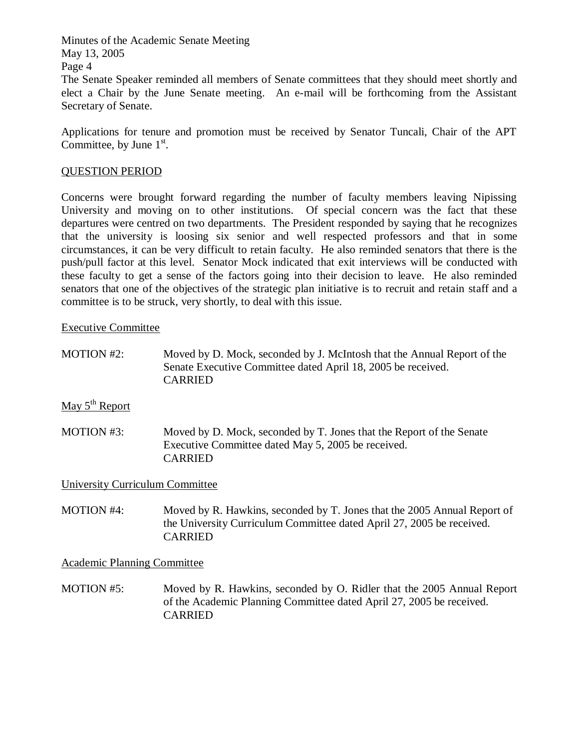The Senate Speaker reminded all members of Senate committees that they should meet shortly and elect a Chair by the June Senate meeting. An e-mail will be forthcoming from the Assistant Secretary of Senate.

Applications for tenure and promotion must be received by Senator Tuncali, Chair of the APT Committee, by June 1st.

QUESTION PERIOD

Concerns were brought forward regarding the number of faculty members leaving Nipissing University and moving on to other institutions. Of special concern was the fact that these departures were centred on two departments. The President responded by saying that he recognizes that the university is loosing six senior and well respected professors and that in some circumstances, it can be very difficult to retain faculty. He also reminded senators that there is the push/pull factor at this level. Senator Mock indicated that exit interviews will be conducted with these faculty to get a sense of the factors going into their decision to leave. He also reminded senators that one of the objectives of the strategic plan initiative is to recruit and retain staff and a committee is to be struck, very shortly, to deal with this issue.

Executive Committee

MOTION #2: Moved by D. Mock, seconded by J. McIntosh that the Annual Report of the Senate Executive Committee dated April 18, 2005 be received.
CARRIED

May 5th Report

MOTION #3: Moved by D. Mock, seconded by T. Jones that the Report of the Senate Executive Committee dated May 5, 2005 be received.
CARRIED

University Curriculum Committee

MOTION #4: Moved by R. Hawkins, seconded by T. Jones that the 2005 Annual Report of the University Curriculum Committee dated April 27, 2005 be received.
CARRIED

Academic Planning Committee

MOTION #5: Moved by R. Hawkins, seconded by O. Ridler that the 2005 Annual Report of the Academic Planning Committee dated April 27, 2005 be received.
CARRIED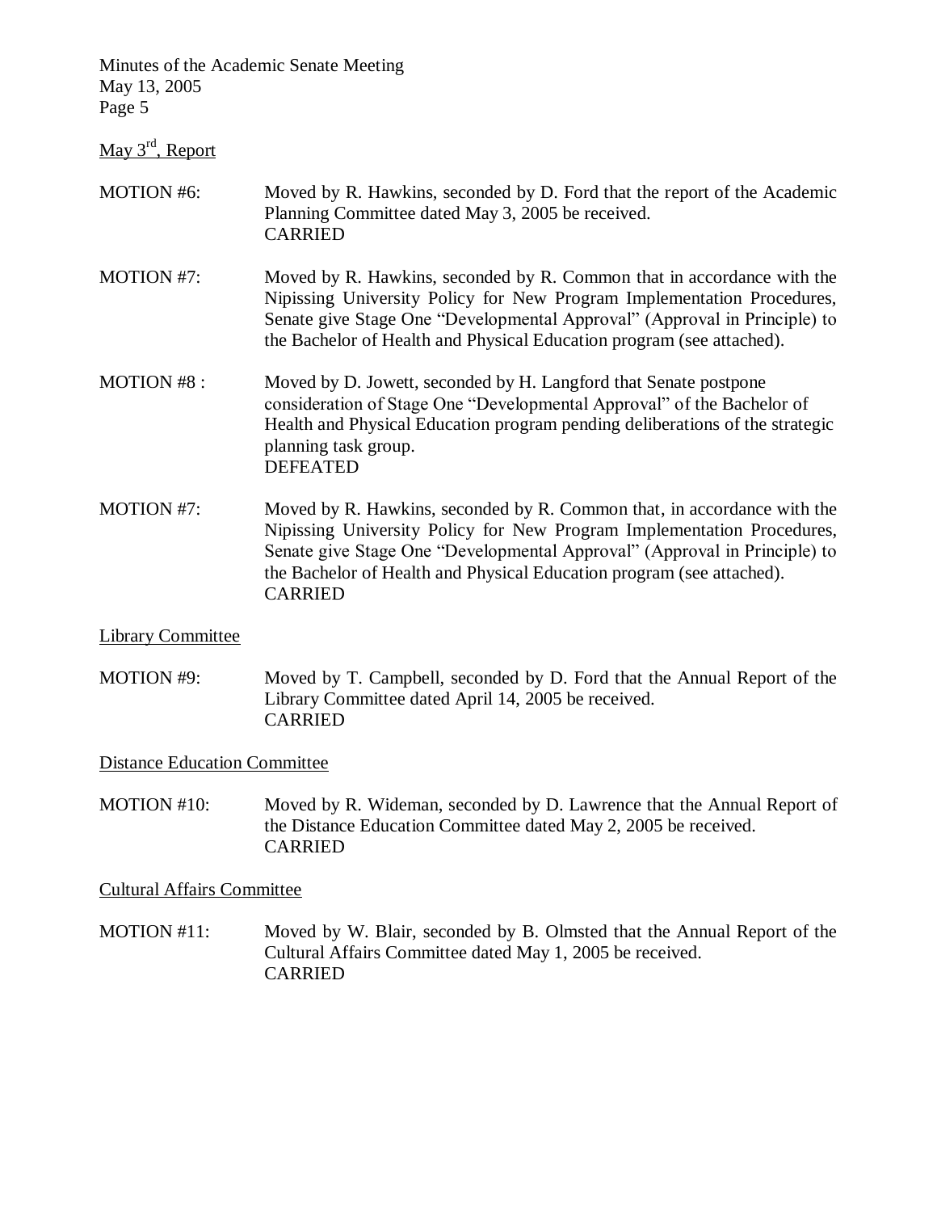May 3rd, Report

MOTION #6: Moved by R. Hawkins, seconded by D. Ford that the report of the Academic Planning Committee dated May 3, 2005 be received.
CARRIED

MOTION #7: Moved by R. Hawkins, seconded by R. Common that in accordance with the Nipissing University Policy for New Program Implementation Procedures, Senate give Stage One "Developmental Approval" (Approval in Principle) to the Bachelor of Health and Physical Education program (see attached).

MOTION #8 : Moved by D. Jowett, seconded by H. Langford that Senate postpone consideration of Stage One "Developmental Approval" of the Bachelor of Health and Physical Education program pending deliberations of the strategic planning task group.
DEFEATED

MOTION #7: Moved by R. Hawkins, seconded by R. Common that, in accordance with the Nipissing University Policy for New Program Implementation Procedures, Senate give Stage One "Developmental Approval" (Approval in Principle) to the Bachelor of Health and Physical Education program (see attached).
CARRIED

Library Committee

MOTION #9: Moved by T. Campbell, seconded by D. Ford that the Annual Report of the Library Committee dated April 14, 2005 be received.
CARRIED

Distance Education Committee

MOTION #10: Moved by R. Wideman, seconded by D. Lawrence that the Annual Report of the Distance Education Committee dated May 2, 2005 be received.
CARRIED

Cultural Affairs Committee

MOTION #11: Moved by W. Blair, seconded by B. Olmsted that the Annual Report of the Cultural Affairs Committee dated May 1, 2005 be received.
CARRIED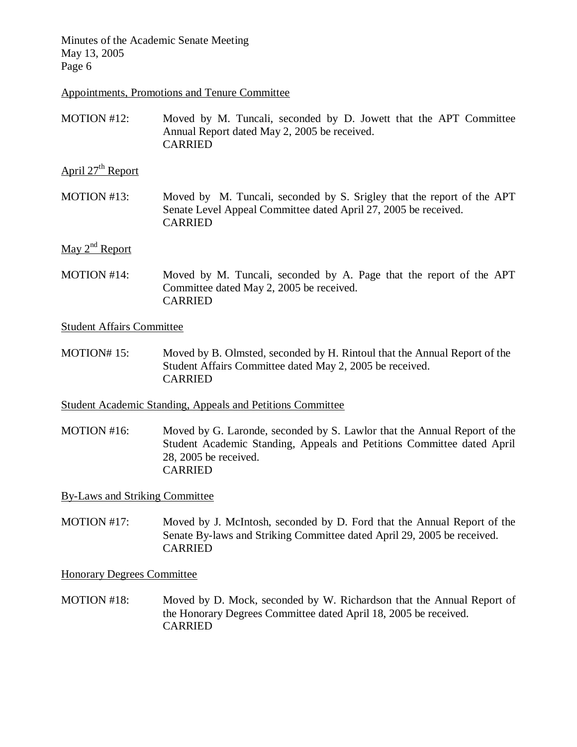Appointments, Promotions and Tenure Committee

MOTION #12: Moved by M. Tuncali, seconded by D. Jowett that the APT Committee Annual Report dated May 2, 2005 be received.
CARRIED

April 27th Report

MOTION #13: Moved by M. Tuncali, seconded by S. Srigley that the report of the APT Senate Level Appeal Committee dated April 27, 2005 be received.
CARRIED

May 2nd Report

MOTION #14: Moved by M. Tuncali, seconded by A. Page that the report of the APT Committee dated May 2, 2005 be received.
CARRIED

Student Affairs Committee

MOTION# 15: Moved by B. Olmsted, seconded by H. Rintoul that the Annual Report of the Student Affairs Committee dated May 2, 2005 be received.
CARRIED

Student Academic Standing, Appeals and Petitions Committee

MOTION #16: Moved by G. Laronde, seconded by S. Lawlor that the Annual Report of the Student Academic Standing, Appeals and Petitions Committee dated April 28, 2005 be received.
CARRIED

By-Laws and Striking Committee

MOTION #17: Moved by J. McIntosh, seconded by D. Ford that the Annual Report of the Senate By-laws and Striking Committee dated April 29, 2005 be received.
CARRIED

Honorary Degrees Committee

MOTION #18: Moved by D. Mock, seconded by W. Richardson that the Annual Report of the Honorary Degrees Committee dated April 18, 2005 be received.
CARRIED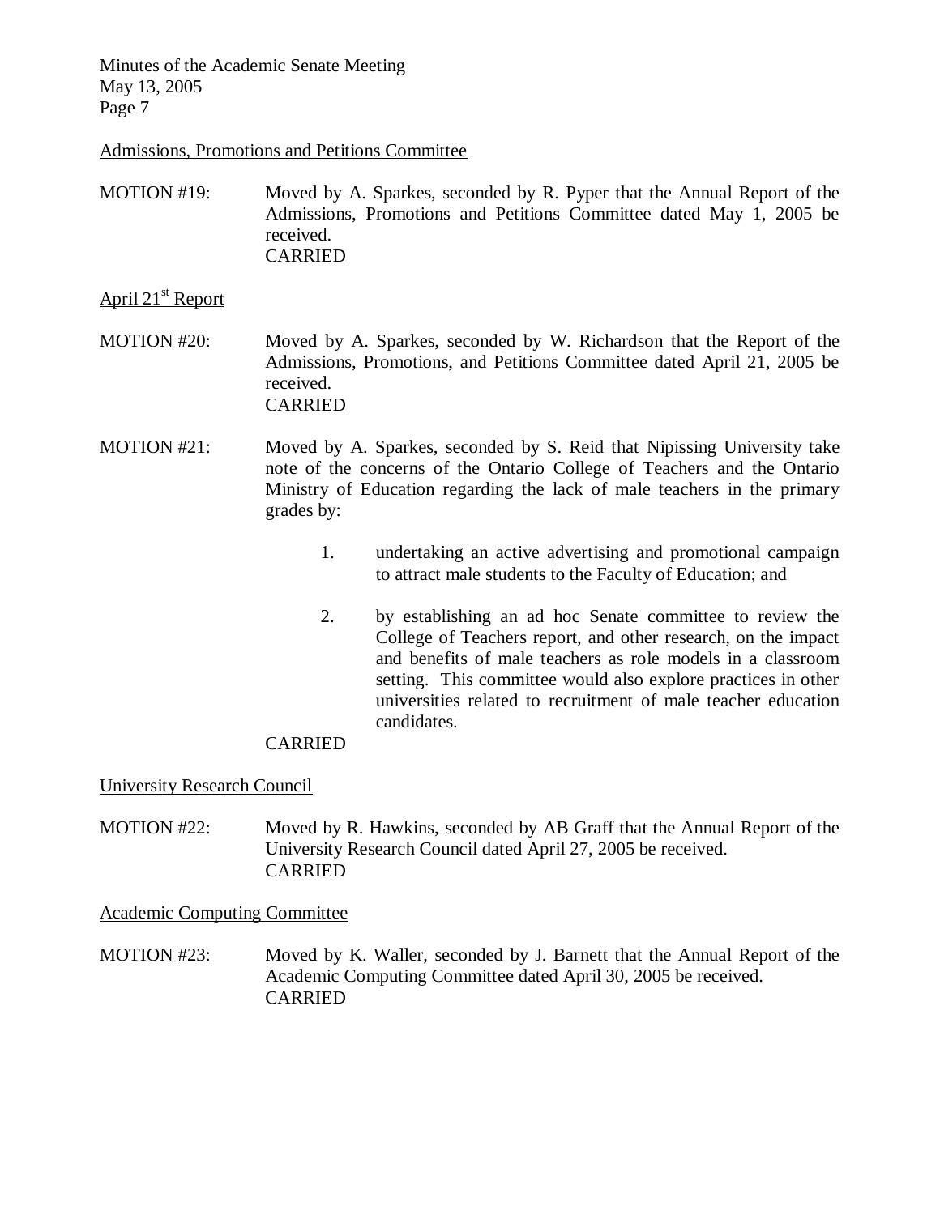Admissions, Promotions and Petitions Committee

MOTION #19: Moved by A. Sparkes, seconded by R. Pyper that the Annual Report of the Admissions, Promotions and Petitions Committee dated May 1, 2005 be received.
CARRIED

April 21st Report

MOTION #20: Moved by A. Sparkes, seconded by W. Richardson that the Report of the Admissions, Promotions, and Petitions Committee dated April 21, 2005 be received.
CARRIED

MOTION #21: Moved by A. Sparkes, seconded by S. Reid that Nipissing University take note of the concerns of the Ontario College of Teachers and the Ontario Ministry of Education regarding the lack of male teachers in the primary grades by:

1. undertaking an active advertising and promotional campaign to attract male students to the Faculty of Education; and

2. by establishing an ad hoc Senate committee to review the College of Teachers report, and other research, on the impact and benefits of male teachers as role models in a classroom setting. This committee would also explore practices in other universities related to recruitment of male teacher education candidates.

CARRIED

University Research Council

MOTION #22: Moved by R. Hawkins, seconded by AB Graff that the Annual Report of the University Research Council dated April 27, 2005 be received.
CARRIED

Academic Computing Committee

MOTION #23: Moved by K. Waller, seconded by J. Barnett that the Annual Report of the Academic Computing Committee dated April 30, 2005 be received.
CARRIED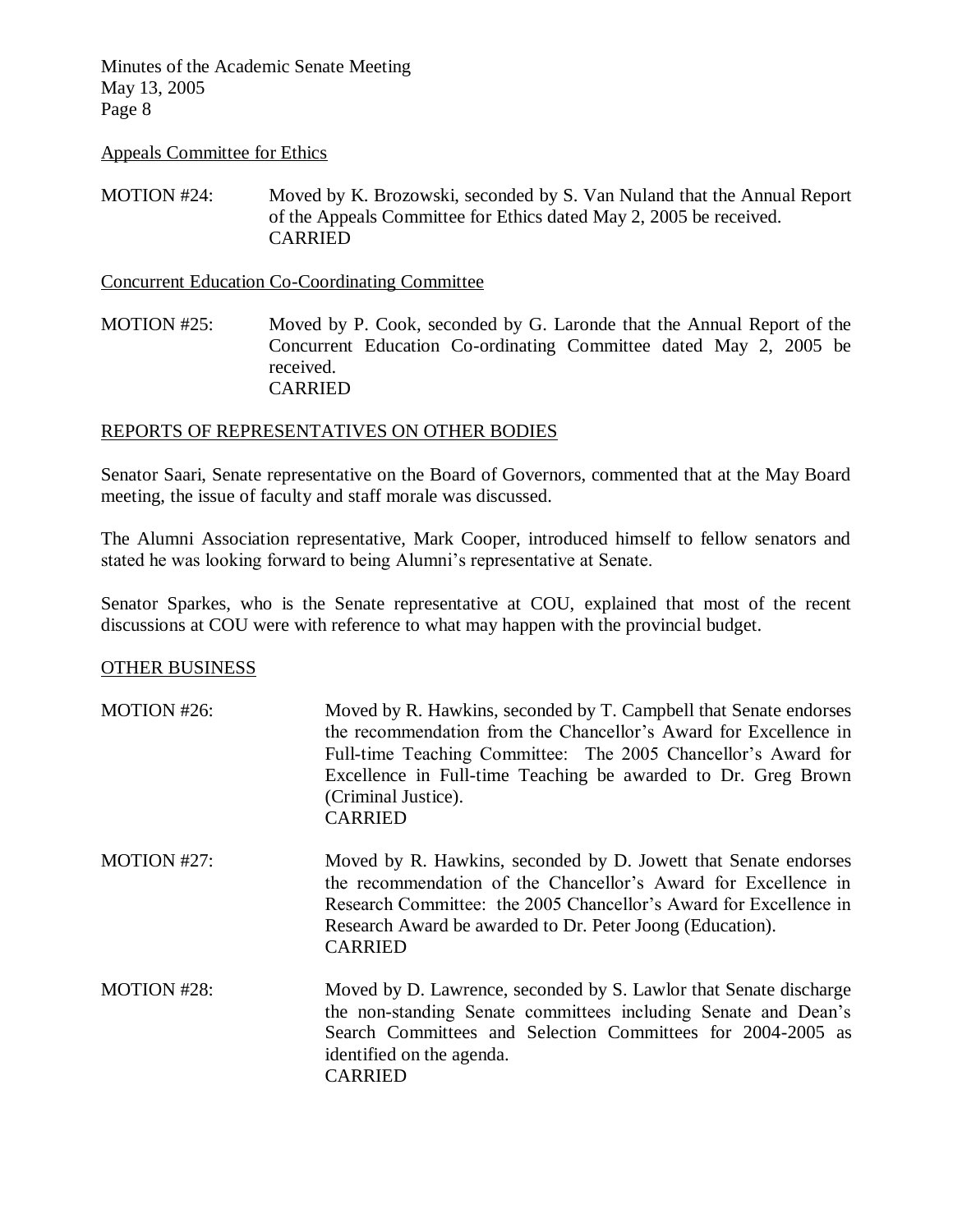Appeals Committee for Ethics

MOTION #24: Moved by K. Brozowski, seconded by S. Van Nuland that the Annual Report of the Appeals Committee for Ethics dated May 2, 2005 be received.
CARRIED

Concurrent Education Co-Coordinating Committee

MOTION #25: Moved by P. Cook, seconded by G. Laronde that the Annual Report of the Concurrent Education Co-ordinating Committee dated May 2, 2005 be received.
CARRIED

## REPORTS OF REPRESENTATIVES ON OTHER BODIES

Senator Saari, Senate representative on the Board of Governors, commented that at the May Board meeting, the issue of faculty and staff morale was discussed.

The Alumni Association representative, Mark Cooper, introduced himself to fellow senators and stated he was looking forward to being Alumni's representative at Senate.

Senator Sparkes, who is the Senate representative at COU, explained that most of the recent discussions at COU were with reference to what may happen with the provincial budget.

## OTHER BUSINESS

MOTION #26: Moved by R. Hawkins, seconded by T. Campbell that Senate endorses the recommendation from the Chancellor's Award for Excellence in Full-time Teaching Committee: The 2005 Chancellor's Award for Excellence in Full-time Teaching be awarded to Dr. Greg Brown (Criminal Justice).
CARRIED

MOTION #27: Moved by R. Hawkins, seconded by D. Jowett that Senate endorses the recommendation of the Chancellor's Award for Excellence in Research Committee: the 2005 Chancellor's Award for Excellence in Research Award be awarded to Dr. Peter Joong (Education).
CARRIED

MOTION #28: Moved by D. Lawrence, seconded by S. Lawlor that Senate discharge the non-standing Senate committees including Senate and Dean's Search Committees and Selection Committees for 2004-2005 as identified on the agenda.
CARRIED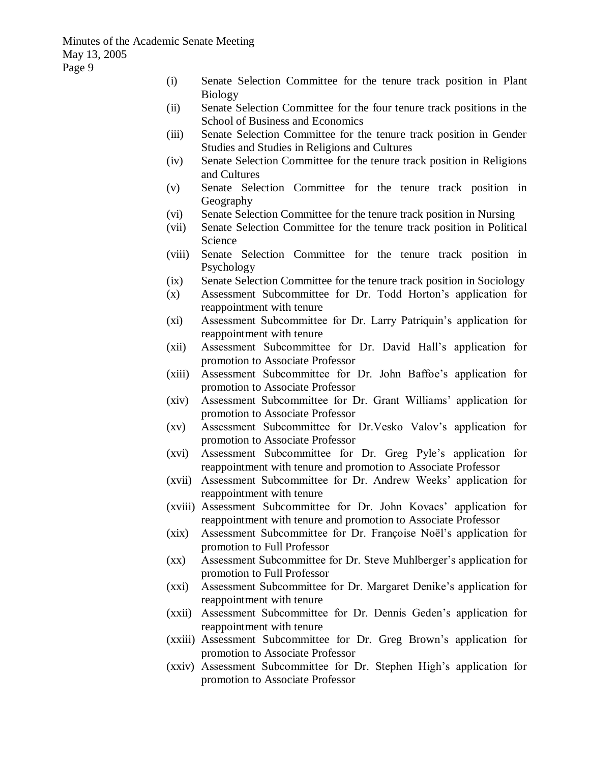- (i) Senate Selection Committee for the tenure track position in Plant Biology
- (ii) Senate Selection Committee for the four tenure track positions in the School of Business and Economics
- (iii) Senate Selection Committee for the tenure track position in Gender Studies and Studies in Religions and Cultures
- (iv) Senate Selection Committee for the tenure track position in Religions and Cultures
- (v) Senate Selection Committee for the tenure track position in Geography
- (vi) Senate Selection Committee for the tenure track position in Nursing
- (vii) Senate Selection Committee for the tenure track position in Political Science
- (viii) Senate Selection Committee for the tenure track position in Psychology
- (ix) Senate Selection Committee for the tenure track position in Sociology
- (x) Assessment Subcommittee for Dr. Todd Horton's application for reappointment with tenure
- (xi) Assessment Subcommittee for Dr. Larry Patriquin's application for reappointment with tenure
- (xii) Assessment Subcommittee for Dr. David Hall's application for promotion to Associate Professor
- (xiii) Assessment Subcommittee for Dr. John Baffoe's application for promotion to Associate Professor
- (xiv) Assessment Subcommittee for Dr. Grant Williams' application for promotion to Associate Professor
- (xv) Assessment Subcommittee for Dr.Vesko Valov's application for promotion to Associate Professor
- (xvi) Assessment Subcommittee for Dr. Greg Pyle's application for reappointment with tenure and promotion to Associate Professor
- (xvii) Assessment Subcommittee for Dr. Andrew Weeks' application for reappointment with tenure
- (xviii) Assessment Subcommittee for Dr. John Kovacs' application for reappointment with tenure and promotion to Associate Professor
- (xix) Assessment Subcommittee for Dr. Françoise Noël's application for promotion to Full Professor
- (xx) Assessment Subcommittee for Dr. Steve Muhlberger's application for promotion to Full Professor
- (xxi) Assessment Subcommittee for Dr. Margaret Denike's application for reappointment with tenure
- (xxii) Assessment Subcommittee for Dr. Dennis Geden's application for reappointment with tenure
- (xxiii) Assessment Subcommittee for Dr. Greg Brown's application for promotion to Associate Professor
- (xxiv) Assessment Subcommittee for Dr. Stephen High's application for promotion to Associate Professor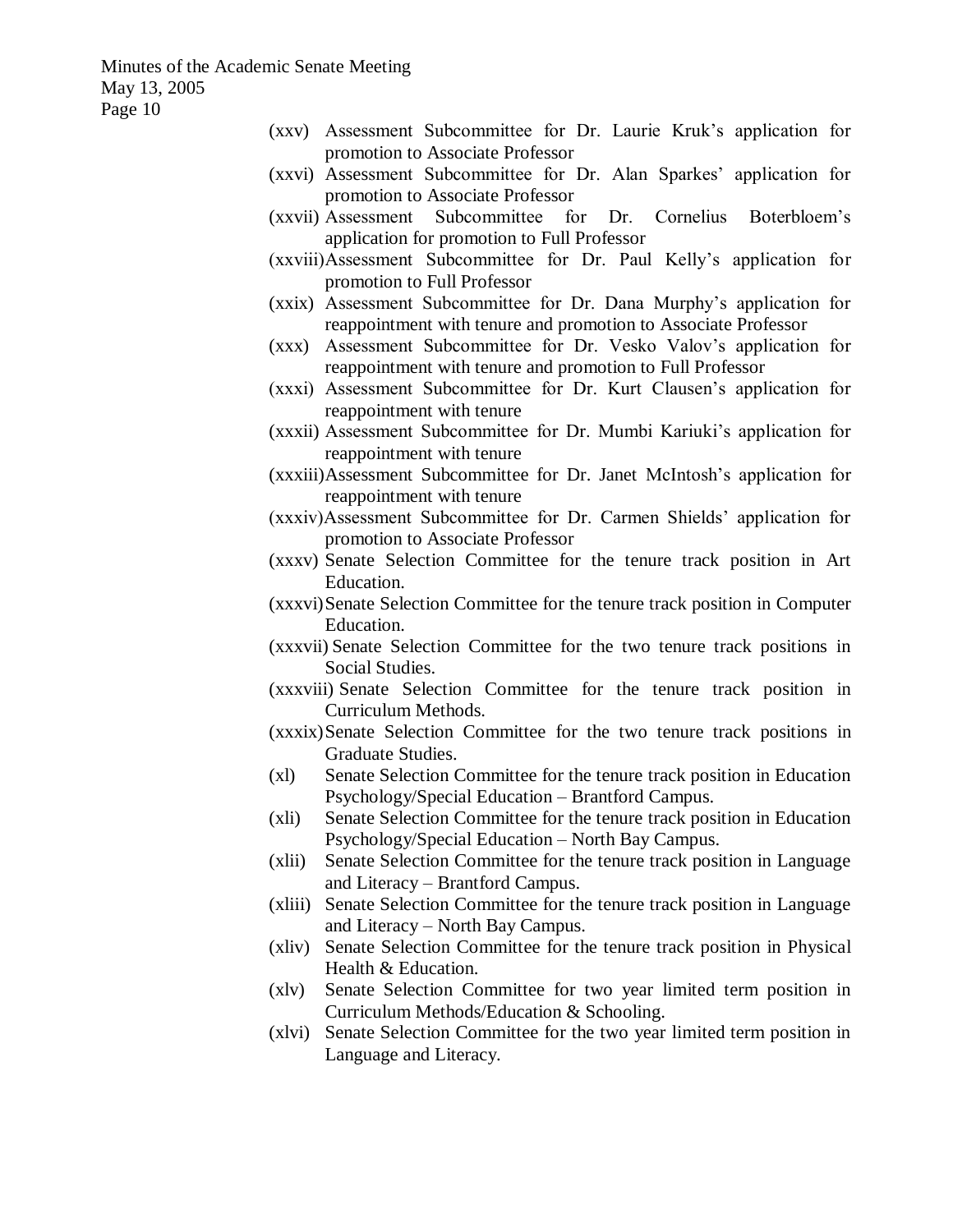(xxv) Assessment Subcommittee for Dr. Laurie Kruk's application for promotion to Associate Professor

(xxvi) Assessment Subcommittee for Dr. Alan Sparkes' application for promotion to Associate Professor

(xxvii) Assessment Subcommittee for Dr. Cornelius Boterbloem's application for promotion to Full Professor

(xxviii) Assessment Subcommittee for Dr. Paul Kelly's application for promotion to Full Professor

(xxix) Assessment Subcommittee for Dr. Dana Murphy's application for reappointment with tenure and promotion to Associate Professor

(xxx) Assessment Subcommittee for Dr. Vesko Valov's application for reappointment with tenure and promotion to Full Professor

(xxxi) Assessment Subcommittee for Dr. Kurt Clausen's application for reappointment with tenure

(xxxii) Assessment Subcommittee for Dr. Mumbi Kariuki's application for reappointment with tenure

(xxxiii) Assessment Subcommittee for Dr. Janet McIntosh's application for reappointment with tenure

(xxxiv) Assessment Subcommittee for Dr. Carmen Shields' application for promotion to Associate Professor

(xxxv) Senate Selection Committee for the tenure track position in Art Education.

(xxxvi) Senate Selection Committee for the tenure track position in Computer Education.

(xxxvii) Senate Selection Committee for the two tenure track positions in Social Studies.

(xxxviii) Senate Selection Committee for the tenure track position in Curriculum Methods.

(xxxix) Senate Selection Committee for the two tenure track positions in Graduate Studies.

(xl) Senate Selection Committee for the tenure track position in Education Psychology/Special Education – Brantford Campus.

(xli) Senate Selection Committee for the tenure track position in Education Psychology/Special Education – North Bay Campus.

(xlii) Senate Selection Committee for the tenure track position in Language and Literacy – Brantford Campus.

(xliii) Senate Selection Committee for the tenure track position in Language and Literacy – North Bay Campus.

(xliv) Senate Selection Committee for the tenure track position in Physical Health & Education.

(xlv) Senate Selection Committee for two year limited term position in Curriculum Methods/Education & Schooling.

(xlvi) Senate Selection Committee for the two year limited term position in Language and Literacy.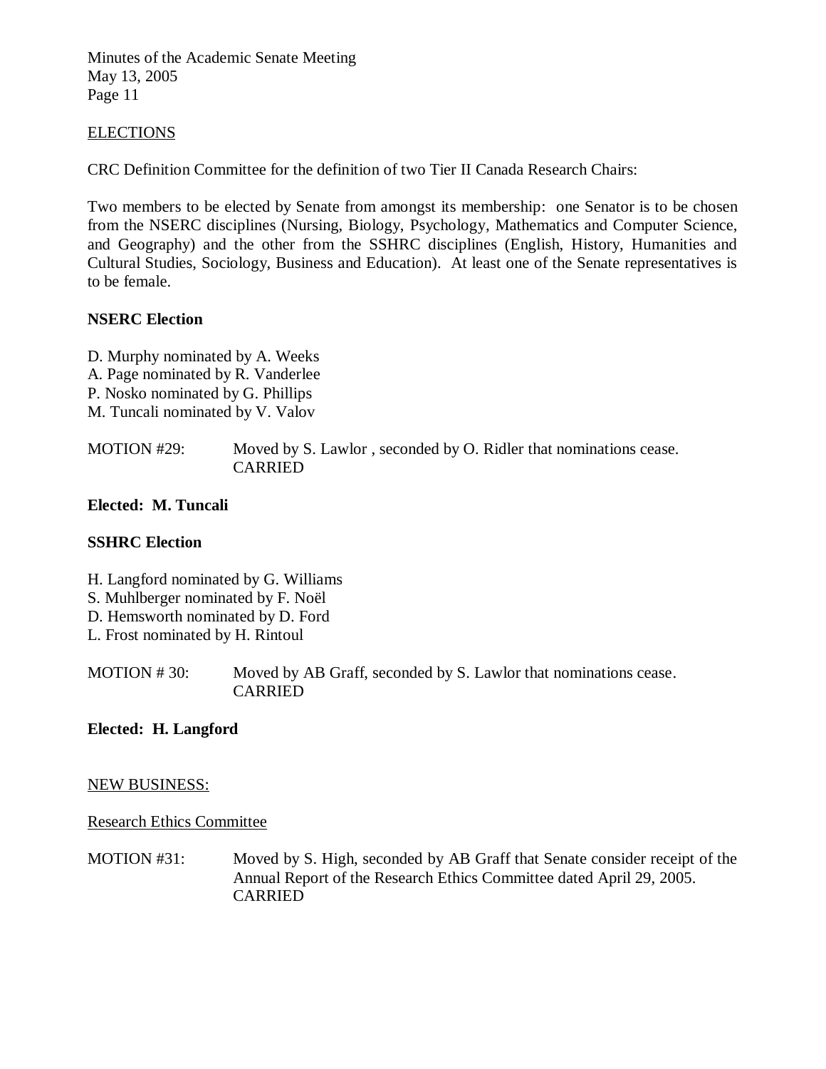## ELECTIONS

CRC Definition Committee for the definition of two Tier II Canada Research Chairs:

Two members to be elected by Senate from amongst its membership: one Senator is to be chosen from the NSERC disciplines (Nursing, Biology, Psychology, Mathematics and Computer Science, and Geography) and the other from the SSHRC disciplines (English, History, Humanities and Cultural Studies, Sociology, Business and Education). At least one of the Senate representatives is to be female.

### NSERC Election

D. Murphy nominated by A. Weeks
A. Page nominated by R. Vanderlee
P. Nosko nominated by G. Phillips
M. Tuncali nominated by V. Valov

MOTION #29: Moved by S. Lawlor , seconded by O. Ridler that nominations cease.
CARRIED

**Elected: M. Tuncali**

### SSHRC Election

H. Langford nominated by G. Williams
S. Muhlberger nominated by F. Noël
D. Hemsworth nominated by D. Ford
L. Frost nominated by H. Rintoul

MOTION # 30: Moved by AB Graff, seconded by S. Lawlor that nominations cease.
CARRIED

**Elected: H. Langford**

## NEW BUSINESS:

### Research Ethics Committee

MOTION #31: Moved by S. High, seconded by AB Graff that Senate consider receipt of the Annual Report of the Research Ethics Committee dated April 29, 2005.
CARRIED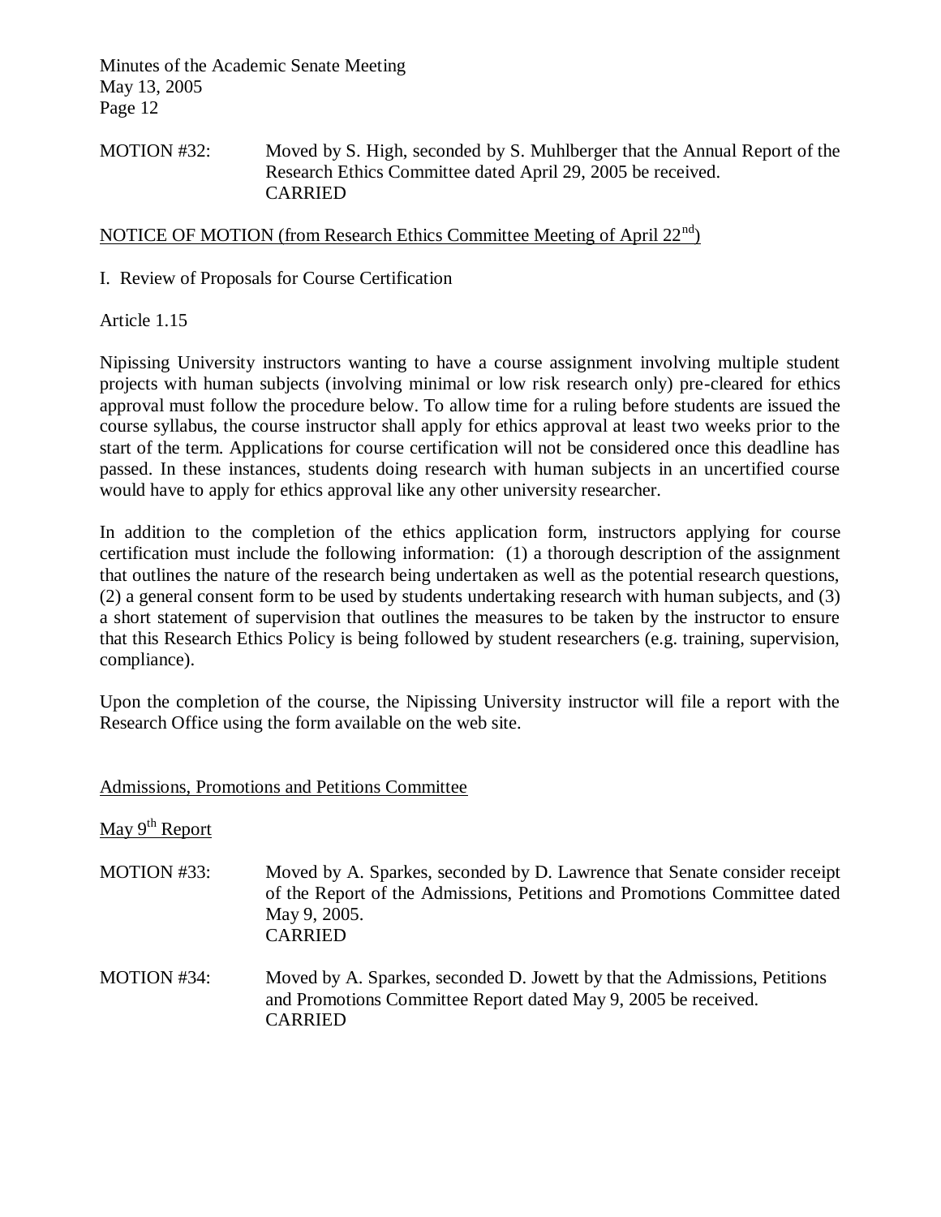MOTION #32: Moved by S. High, seconded by S. Muhlberger that the Annual Report of the Research Ethics Committee dated April 29, 2005 be received.
CARRIED

NOTICE OF MOTION (from Research Ethics Committee Meeting of April 22nd)

I. Review of Proposals for Course Certification

Article 1.15

Nipissing University instructors wanting to have a course assignment involving multiple student projects with human subjects (involving minimal or low risk research only) pre-cleared for ethics approval must follow the procedure below. To allow time for a ruling before students are issued the course syllabus, the course instructor shall apply for ethics approval at least two weeks prior to the start of the term. Applications for course certification will not be considered once this deadline has passed. In these instances, students doing research with human subjects in an uncertified course would have to apply for ethics approval like any other university researcher.

In addition to the completion of the ethics application form, instructors applying for course certification must include the following information: (1) a thorough description of the assignment that outlines the nature of the research being undertaken as well as the potential research questions, (2) a general consent form to be used by students undertaking research with human subjects, and (3) a short statement of supervision that outlines the measures to be taken by the instructor to ensure that this Research Ethics Policy is being followed by student researchers (e.g. training, supervision, compliance).

Upon the completion of the course, the Nipissing University instructor will file a report with the Research Office using the form available on the web site.

Admissions, Promotions and Petitions Committee

May 9th Report

MOTION #33: Moved by A. Sparkes, seconded by D. Lawrence that Senate consider receipt of the Report of the Admissions, Petitions and Promotions Committee dated May 9, 2005.
CARRIED

MOTION #34: Moved by A. Sparkes, seconded D. Jowett by that the Admissions, Petitions and Promotions Committee Report dated May 9, 2005 be received.
CARRIED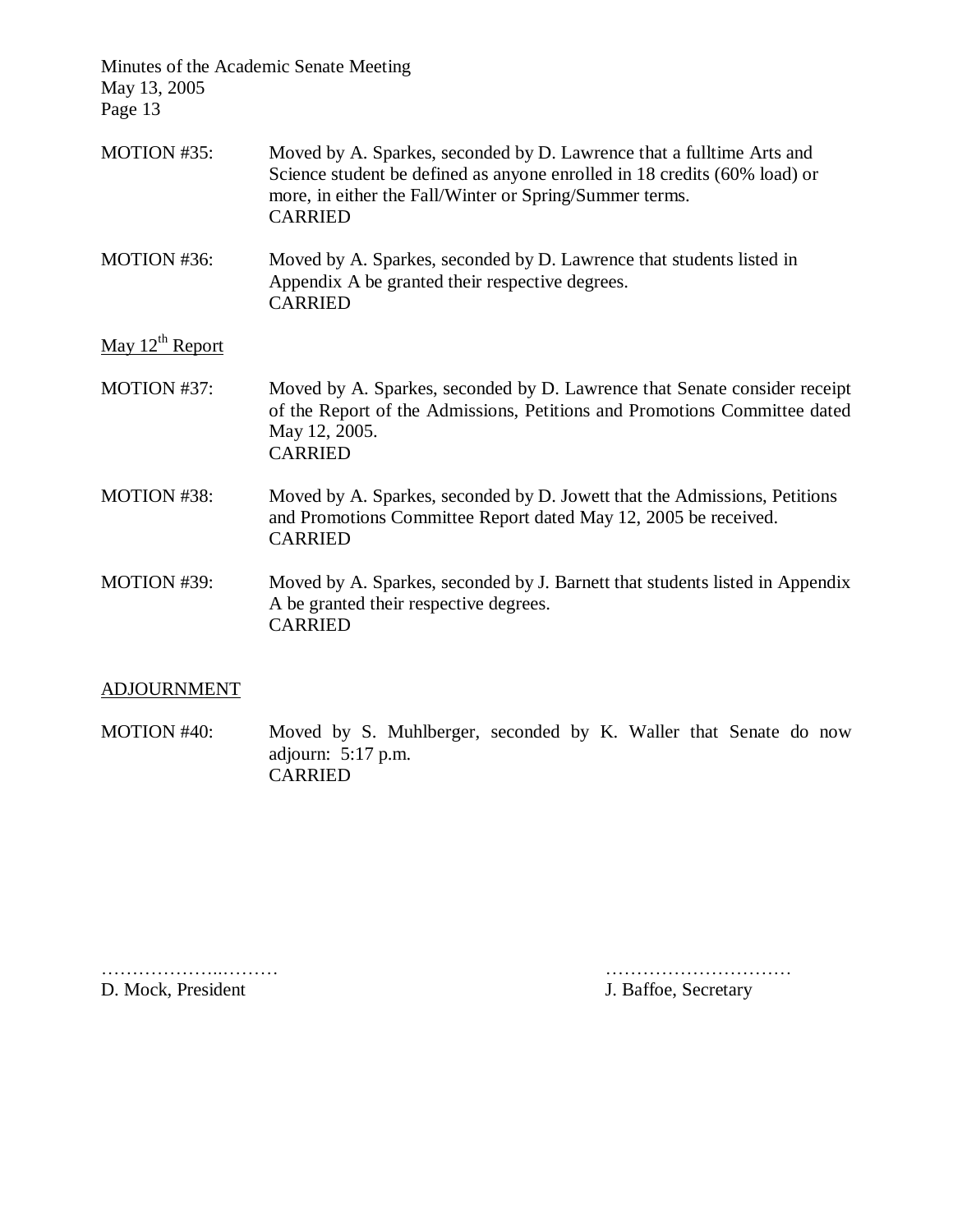MOTION #35: Moved by A. Sparkes, seconded by D. Lawrence that a fulltime Arts and Science student be defined as anyone enrolled in 18 credits (60% load) or more, in either the Fall/Winter or Spring/Summer terms.
CARRIED

MOTION #36: Moved by A. Sparkes, seconded by D. Lawrence that students listed in Appendix A be granted their respective degrees.
CARRIED

May 12th Report

MOTION #37: Moved by A. Sparkes, seconded by D. Lawrence that Senate consider receipt of the Report of the Admissions, Petitions and Promotions Committee dated May 12, 2005.
CARRIED

MOTION #38: Moved by A. Sparkes, seconded by D. Jowett that the Admissions, Petitions and Promotions Committee Report dated May 12, 2005 be received.
CARRIED

MOTION #39: Moved by A. Sparkes, seconded by J. Barnett that students listed in Appendix A be granted their respective degrees.
CARRIED

ADJOURNMENT

MOTION #40: Moved by S. Muhlberger, seconded by K. Waller that Senate do now adjourn: 5:17 p.m.
CARRIED

………………..……… …………………………
D. Mock, President J. Baffoe, Secretary